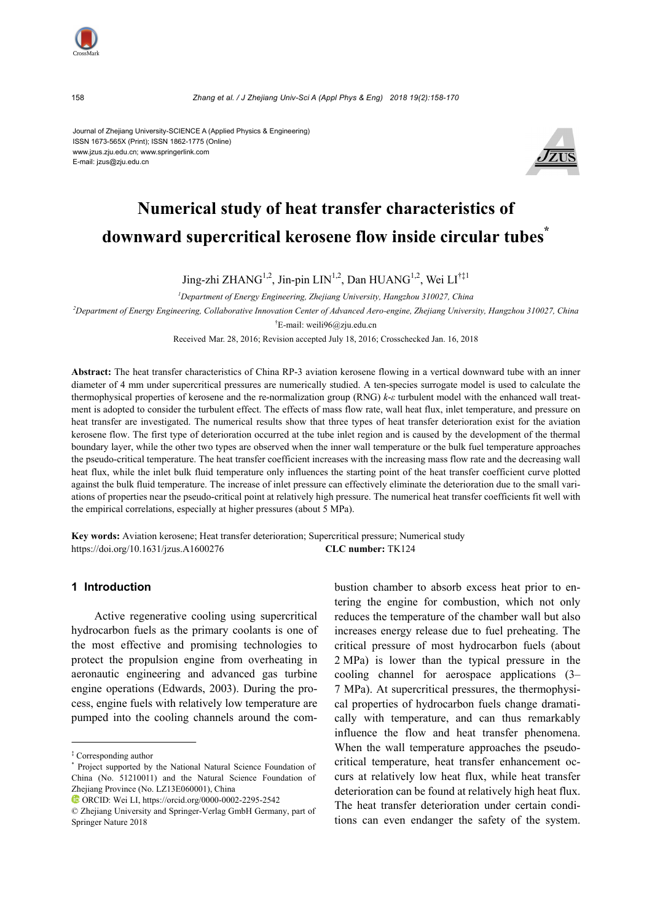Journal of Zhejiang University-SCIENCE A (Applied Physics & Engineering)
ISSN 1673-565X (Print); ISSN 1862-1775 (Online)
www.jzus.zju.edu.cn; www.springerlink.com
E-mail: jzus@zju.edu.cn

# Numerical study of heat transfer characteristics of downward supercritical kerosene flow inside circular tubes*

Jing-zhi ZHANG[1,2], Jin-pin LIN[1,2], Dan HUANG[1,2], Wei LI[†‡1]

[1]*Department of Energy Engineering, Zhejiang University, Hangzhou 310027, China*

[2]*Department of Energy Engineering, Collaborative Innovation Center of Advanced Aero-engine, Zhejiang University, Hangzhou 310027, China*

†E-mail: weili96@zju.edu.cn

Received Mar. 28, 2016; Revision accepted July 18, 2016; Crosschecked Jan. 16, 2018

**Abstract:** The heat transfer characteristics of China RP-3 aviation kerosene flowing in a vertical downward tube with an inner diameter of 4 mm under supercritical pressures are numerically studied. A ten-species surrogate model is used to calculate the thermophysical properties of kerosene and the re-normalization group (RNG) *k*-*ε* turbulent model with the enhanced wall treatment is adopted to consider the turbulent effect. The effects of mass flow rate, wall heat flux, inlet temperature, and pressure on heat transfer are investigated. The numerical results show that three types of heat transfer deterioration exist for the aviation kerosene flow. The first type of deterioration occurred at the tube inlet region and is caused by the development of the thermal boundary layer, while the other two types are observed when the inner wall temperature or the bulk fuel temperature approaches the pseudo-critical temperature. The heat transfer coefficient increases with the increasing mass flow rate and the decreasing wall heat flux, while the inlet bulk fluid temperature only influences the starting point of the heat transfer coefficient curve plotted against the bulk fluid temperature. The increase of inlet pressure can effectively eliminate the deterioration due to the small variations of properties near the pseudo-critical point at relatively high pressure. The numerical heat transfer coefficients fit well with the empirical correlations, especially at higher pressures (about 5 MPa).

**Key words:** Aviation kerosene; Heat transfer deterioration; Supercritical pressure; Numerical study
https://doi.org/10.1631/jzus.A1600276 **CLC number:** TK124

## 1 Introduction

Active regenerative cooling using supercritical hydrocarbon fuels as the primary coolants is one of the most effective and promising technologies to protect the propulsion engine from overheating in aeronautic engineering and advanced gas turbine engine operations (Edwards, 2003). During the process, engine fuels with relatively low temperature are pumped into the cooling channels around the combustion chamber to absorb excess heat prior to entering the engine for combustion, which not only reduces the temperature of the chamber wall but also increases energy release due to fuel preheating. The critical pressure of most hydrocarbon fuels (about 2 MPa) is lower than the typical pressure in the cooling channel for aerospace applications (3–7 MPa). At supercritical pressures, the thermophysical properties of hydrocarbon fuels change dramatically with temperature, and can thus remarkably influence the flow and heat transfer phenomena. When the wall temperature approaches the pseudo-critical temperature, heat transfer enhancement occurs at relatively low heat flux, while heat transfer deterioration can be found at relatively high heat flux. The heat transfer deterioration under certain conditions can even endanger the safety of the system.

---

‡ Corresponding author

\* Project supported by the National Natural Science Foundation of China (No. 51210011) and the Natural Science Foundation of Zhejiang Province (No. LZ13E060001), China

ORCID: Wei LI, https://orcid.org/0000-0002-2295-2542

© Zhejiang University and Springer-Verlag GmbH Germany, part of Springer Nature 2018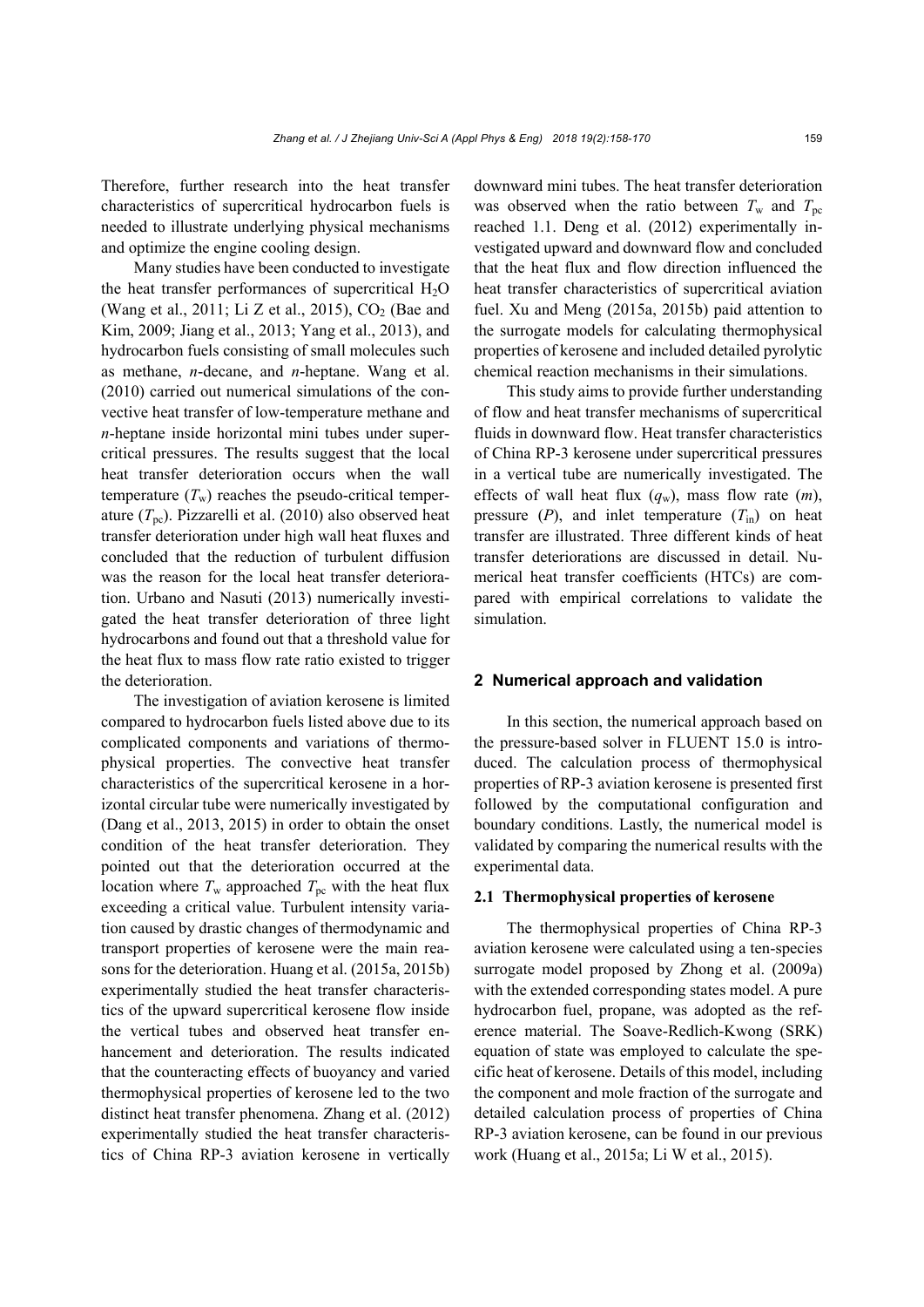Therefore, further research into the heat transfer characteristics of supercritical hydrocarbon fuels is needed to illustrate underlying physical mechanisms and optimize the engine cooling design.

Many studies have been conducted to investigate the heat transfer performances of supercritical $H_2O$ (Wang et al., 2011; Li Z et al., 2015), $CO_2$ (Bae and Kim, 2009; Jiang et al., 2013; Yang et al., 2013), and hydrocarbon fuels consisting of small molecules such as methane, *n*-decane, and *n*-heptane. Wang et al. (2010) carried out numerical simulations of the convective heat transfer of low-temperature methane and *n*-heptane inside horizontal mini tubes under supercritical pressures. The results suggest that the local heat transfer deterioration occurs when the wall temperature ($T_w$) reaches the pseudo-critical temperature ($T_{pc}$). Pizzarelli et al. (2010) also observed heat transfer deterioration under high wall heat fluxes and concluded that the reduction of turbulent diffusion was the reason for the local heat transfer deterioration. Urbano and Nasuti (2013) numerically investigated the heat transfer deterioration of three light hydrocarbons and found out that a threshold value for the heat flux to mass flow rate ratio existed to trigger the deterioration.

The investigation of aviation kerosene is limited compared to hydrocarbon fuels listed above due to its complicated components and variations of thermophysical properties. The convective heat transfer characteristics of the supercritical kerosene in a horizontal circular tube were numerically investigated by (Dang et al., 2013, 2015) in order to obtain the onset condition of the heat transfer deterioration. They pointed out that the deterioration occurred at the location where $T_w$ approached $T_{pc}$ with the heat flux exceeding a critical value. Turbulent intensity variation caused by drastic changes of thermodynamic and transport properties of kerosene were the main reasons for the deterioration. Huang et al. (2015a, 2015b) experimentally studied the heat transfer characteristics of the upward supercritical kerosene flow inside the vertical tubes and observed heat transfer enhancement and deterioration. The results indicated that the counteracting effects of buoyancy and varied thermophysical properties of kerosene led to the two distinct heat transfer phenomena. Zhang et al. (2012) experimentally studied the heat transfer characteristics of China RP-3 aviation kerosene in vertically downward mini tubes. The heat transfer deterioration was observed when the ratio between $T_w$ and $T_{pc}$ reached 1.1. Deng et al. (2012) experimentally investigated upward and downward flow and concluded that the heat flux and flow direction influenced the heat transfer characteristics of supercritical aviation fuel. Xu and Meng (2015a, 2015b) paid attention to the surrogate models for calculating thermophysical properties of kerosene and included detailed pyrolytic chemical reaction mechanisms in their simulations.

This study aims to provide further understanding of flow and heat transfer mechanisms of supercritical fluids in downward flow. Heat transfer characteristics of China RP-3 kerosene under supercritical pressures in a vertical tube are numerically investigated. The effects of wall heat flux ($q_w$), mass flow rate ($m$), pressure ($P$), and inlet temperature ($T_{in}$) on heat transfer are illustrated. Three different kinds of heat transfer deteriorations are discussed in detail. Numerical heat transfer coefficients (HTCs) are compared with empirical correlations to validate the simulation.

## 2 Numerical approach and validation

In this section, the numerical approach based on the pressure-based solver in FLUENT 15.0 is introduced. The calculation process of thermophysical properties of RP-3 aviation kerosene is presented first followed by the computational configuration and boundary conditions. Lastly, the numerical model is validated by comparing the numerical results with the experimental data.

### 2.1 Thermophysical properties of kerosene

The thermophysical properties of China RP-3 aviation kerosene were calculated using a ten-species surrogate model proposed by Zhong et al. (2009a) with the extended corresponding states model. A pure hydrocarbon fuel, propane, was adopted as the reference material. The Soave-Redlich-Kwong (SRK) equation of state was employed to calculate the specific heat of kerosene. Details of this model, including the component and mole fraction of the surrogate and detailed calculation process of properties of China RP-3 aviation kerosene, can be found in our previous work (Huang et al., 2015a; Li W et al., 2015).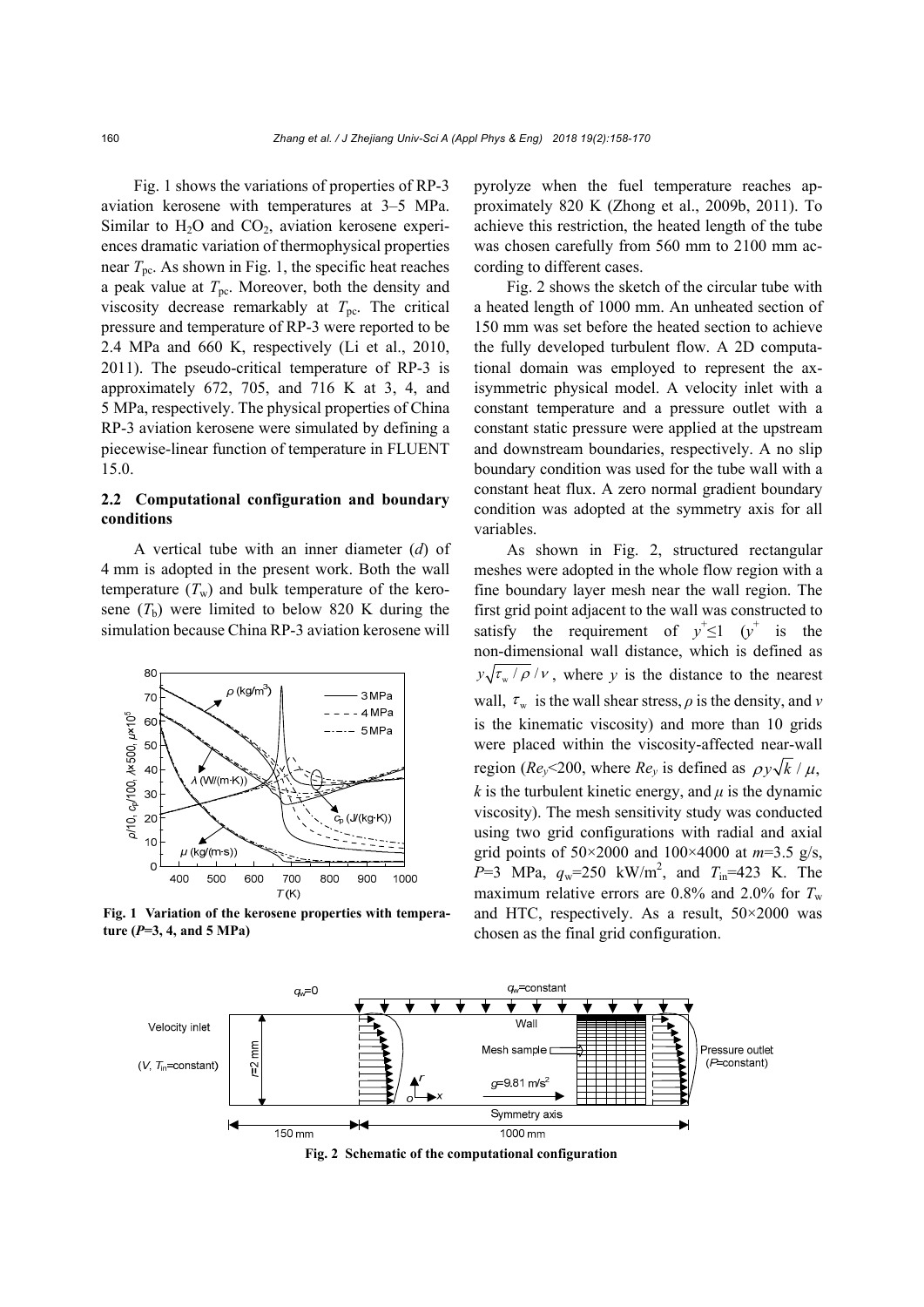Fig. 1 shows the variations of properties of RP-3 aviation kerosene with temperatures at 3–5 MPa. Similar to $H_2O$ and $CO_2$, aviation kerosene experiences dramatic variation of thermophysical properties near $T_{pc}$. As shown in Fig. 1, the specific heat reaches a peak value at $T_{pc}$. Moreover, both the density and viscosity decrease remarkably at $T_{pc}$. The critical pressure and temperature of RP-3 were reported to be 2.4 MPa and 660 K, respectively (Li et al., 2010, 2011). The pseudo-critical temperature of RP-3 is approximately 672, 705, and 716 K at 3, 4, and 5 MPa, respectively. The physical properties of China RP-3 aviation kerosene were simulated by defining a piecewise-linear function of temperature in FLUENT 15.0.

### 2.2 Computational configuration and boundary conditions

A vertical tube with an inner diameter ($d$) of 4 mm is adopted in the present work. Both the wall temperature ($T_w$) and bulk temperature of the kerosene ($T_b$) were limited to below 820 K during the simulation because China RP-3 aviation kerosene will pyrolyze when the fuel temperature reaches approximately 820 K (Zhong et al., 2009b, 2011). To achieve this restriction, the heated length of the tube was chosen carefully from 560 mm to 2100 mm according to different cases.

Fig. 1 Variation of the kerosene properties with temperature ($P$=3, 4, and 5 MPa)

Fig. 2 shows the sketch of the circular tube with a heated length of 1000 mm. An unheated section of 150 mm was set before the heated section to achieve the fully developed turbulent flow. A 2D computational domain was employed to represent the axisymmetric physical model. A velocity inlet with a constant temperature and a pressure outlet with a constant static pressure were applied at the upstream and downstream boundaries, respectively. A no slip boundary condition was used for the tube wall with a constant heat flux. A zero normal gradient boundary condition was adopted at the symmetry axis for all variables.

As shown in Fig. 2, structured rectangular meshes were adopted in the whole flow region with a fine boundary layer mesh near the wall region. The first grid point adjacent to the wall was constructed to satisfy the requirement of $y^+\leq 1$ ($y^+$ is the non-dimensional wall distance, which is defined as $y\sqrt{\tau_w/\rho}/\nu$, where $y$ is the distance to the nearest wall, $\tau_w$ is the wall shear stress, $\rho$ is the density, and $\nu$ is the kinematic viscosity) and more than 10 grids were placed within the viscosity-affected near-wall region ($Re_y$<200, where $Re_y$ is defined as $\rho y\sqrt{k}/\mu$, $k$ is the turbulent kinetic energy, and $\mu$ is the dynamic viscosity). The mesh sensitivity study was conducted using two grid configurations with radial and axial grid points of 50×2000 and 100×4000 at $m$=3.5 g/s, $P$=3 MPa, $q_w$=250 kW/m$^2$, and $T_{in}$=423 K. The maximum relative errors are 0.8% and 2.0% for $T_w$ and HTC, respectively. As a result, 50×2000 was chosen as the final grid configuration.

Fig. 2 Schematic of the computational configuration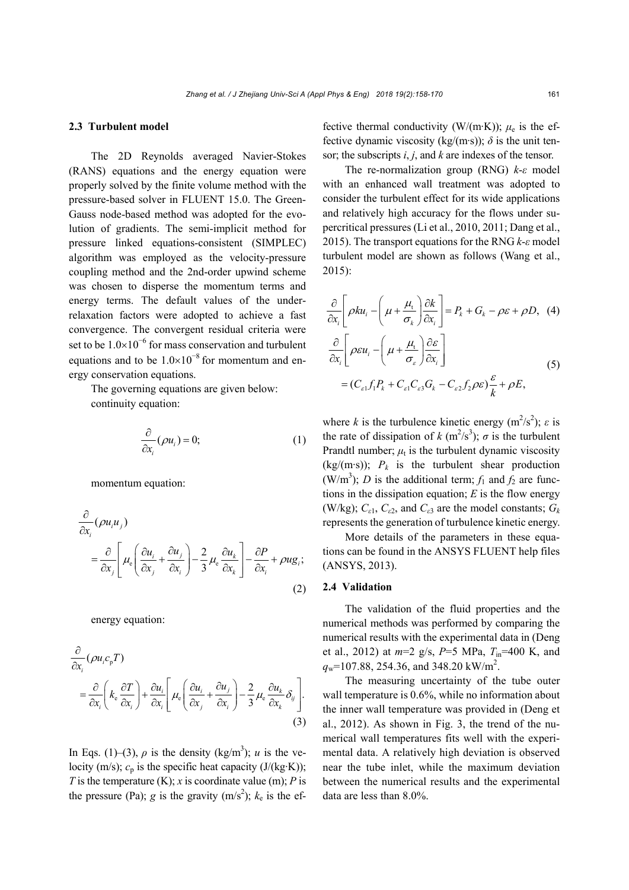### 2.3 Turbulent model

The 2D Reynolds averaged Navier-Stokes (RANS) equations and the energy equation were properly solved by the finite volume method with the pressure-based solver in FLUENT 15.0. The Green-Gauss node-based method was adopted for the evolution of gradients. The semi-implicit method for pressure linked equations-consistent (SIMPLEC) algorithm was employed as the velocity-pressure coupling method and the 2nd-order upwind scheme was chosen to disperse the momentum terms and energy terms. The default values of the under-relaxation factors were adopted to achieve a fast convergence. The convergent residual criteria were set to be $1.0\times10^{-6}$ for mass conservation and turbulent equations and to be $1.0\times10^{-8}$ for momentum and energy conservation equations.

The governing equations are given below:

continuity equation:

$$\frac{\partial}{\partial x_i}(\rho u_i)=0; \tag{1}$$

momentum equation:

$$\frac{\partial}{\partial x_i}(\rho u_i u_j)=\frac{\partial}{\partial x_j}\left[\mu_{\mathrm{e}}\left(\frac{\partial u_i}{\partial x_j}+\frac{\partial u_j}{\partial x_i}\right)-\frac{2}{3}\mu_{\mathrm{e}}\frac{\partial u_k}{\partial x_k}\right]-\frac{\partial P}{\partial x_i}+\rho u g_i; \tag{2}$$

energy equation:

$$\frac{\partial}{\partial x_i}(\rho u_i c_{\mathrm{p}} T)=\frac{\partial}{\partial x_i}\left(k_{\mathrm{e}}\frac{\partial T}{\partial x_i}\right)+\frac{\partial u_i}{\partial x_i}\left[\mu_{\mathrm{e}}\left(\frac{\partial u_i}{\partial x_j}+\frac{\partial u_j}{\partial x_i}\right)-\frac{2}{3}\mu_{\mathrm{e}}\frac{\partial u_k}{\partial x_k}\delta_{ij}\right]. \tag{3}$$

In Eqs. (1)–(3), $\rho$ is the density (kg/m$^3$); $u$ is the velocity (m/s); $c_{\mathrm{p}}$ is the specific heat capacity (J/(kg·K)); $T$ is the temperature (K); $x$ is coordinate value (m); $P$ is the pressure (Pa); $g$ is the gravity (m/s$^2$); $k_{\mathrm{e}}$ is the effective thermal conductivity (W/(m·K)); $\mu_{\mathrm{e}}$ is the effective dynamic viscosity (kg/(m·s)); $\delta$ is the unit tensor; the subscripts $i$, $j$, and $k$ are indexes of the tensor.

The re-normalization group (RNG) $k$-$\varepsilon$ model with an enhanced wall treatment was adopted to consider the turbulent effect for its wide applications and relatively high accuracy for the flows under supercritical pressures (Li et al., 2010, 2011; Dang et al., 2015). The transport equations for the RNG $k$-$\varepsilon$ model turbulent model are shown as follows (Wang et al., 2015):

$$\frac{\partial}{\partial x_i}\left[\rho k u_i-\left(\mu+\frac{\mu_{\mathrm{t}}}{\sigma_k}\right)\frac{\partial k}{\partial x_i}\right]=P_k+G_k-\rho\varepsilon+\rho D, \tag{4}$$

$$\frac{\partial}{\partial x_i}\left[\rho\varepsilon u_i-\left(\mu+\frac{\mu_{\mathrm{t}}}{\sigma_\varepsilon}\right)\frac{\partial \varepsilon}{\partial x_i}\right]=(C_{\varepsilon1}f_1P_k+C_{\varepsilon1}C_{\varepsilon3}G_k-C_{\varepsilon2}f_2\rho\varepsilon)\frac{\varepsilon}{k}+\rho E, \tag{5}$$

where $k$ is the turbulence kinetic energy (m$^2$/s$^2$); $\varepsilon$ is the rate of dissipation of $k$ (m$^2$/s$^3$); $\sigma$ is the turbulent Prandtl number; $\mu_{\mathrm{t}}$ is the turbulent dynamic viscosity (kg/(m·s)); $P_k$ is the turbulent shear production (W/m$^3$); $D$ is the additional term; $f_1$ and $f_2$ are functions in the dissipation equation; $E$ is the flow energy (W/kg); $C_{\varepsilon1}$, $C_{\varepsilon2}$, and $C_{\varepsilon3}$ are the model constants; $G_k$ represents the generation of turbulence kinetic energy.

More details of the parameters in these equations can be found in the ANSYS FLUENT help files (ANSYS, 2013).

### 2.4 Validation

The validation of the fluid properties and the numerical methods was performed by comparing the numerical results with the experimental data in (Deng et al., 2012) at $m$=2 g/s, $P$=5 MPa, $T_{\mathrm{in}}$=400 K, and $q_{\mathrm{w}}$=107.88, 254.36, and 348.20 kW/m$^2$.

The measuring uncertainty of the tube outer wall temperature is 0.6%, while no information about the inner wall temperature was provided in (Deng et al., 2012). As shown in Fig. 3, the trend of the numerical wall temperatures fits well with the experimental data. A relatively high deviation is observed near the tube inlet, while the maximum deviation between the numerical results and the experimental data are less than 8.0%.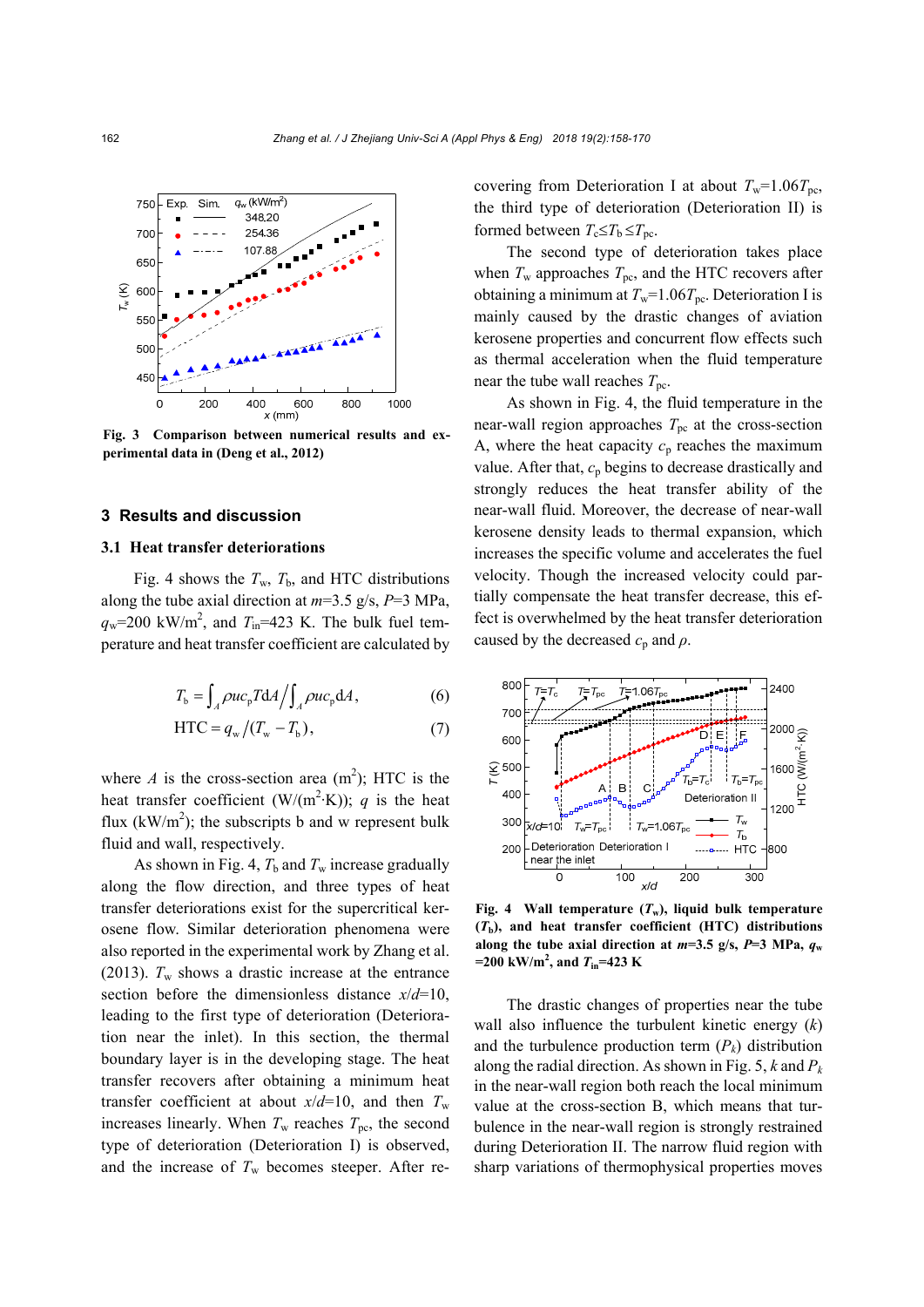Fig. 3 Comparison between numerical results and experimental data in (Deng et al., 2012)

## 3 Results and discussion

### 3.1 Heat transfer deteriorations

Fig. 4 shows the $T_w$, $T_b$, and HTC distributions along the tube axial direction at $m$=3.5 g/s, $P$=3 MPa, $q_w$=200 kW/m$^2$, and $T_{in}$=423 K. The bulk fuel temperature and heat transfer coefficient are calculated by

$$T_b = \int_A \rho u c_p T \mathrm{d}A \Big/ \int_A \rho u c_p \mathrm{d}A, \tag{6}$$

$$\mathrm{HTC} = q_w / (T_w - T_b), \tag{7}$$

where $A$ is the cross-section area (m$^2$); HTC is the heat transfer coefficient (W/(m$^2$·K)); $q$ is the heat flux (kW/m$^2$); the subscripts b and w represent bulk fluid and wall, respectively.

As shown in Fig. 4, $T_b$ and $T_w$ increase gradually along the flow direction, and three types of heat transfer deteriorations exist for the supercritical kerosene flow. Similar deterioration phenomena were also reported in the experimental work by Zhang et al. (2013). $T_w$ shows a drastic increase at the entrance section before the dimensionless distance $x/d$=10, leading to the first type of deterioration (Deterioration near the inlet). In this section, the thermal boundary layer is in the developing stage. The heat transfer recovers after obtaining a minimum heat transfer coefficient at about $x/d$=10, and then $T_w$ increases linearly. When $T_w$ reaches $T_{pc}$, the second type of deterioration (Deterioration I) is observed, and the increase of $T_w$ becomes steeper. After recovering from Deterioration I at about $T_w$=1.06$T_{pc}$, the third type of deterioration (Deterioration II) is formed between $T_c \le T_b \le T_{pc}$.

The second type of deterioration takes place when $T_w$ approaches $T_{pc}$, and the HTC recovers after obtaining a minimum at $T_w$=1.06$T_{pc}$. Deterioration I is mainly caused by the drastic changes of aviation kerosene properties and concurrent flow effects such as thermal acceleration when the fluid temperature near the tube wall reaches $T_{pc}$.

As shown in Fig. 4, the fluid temperature in the near-wall region approaches $T_{pc}$ at the cross-section A, where the heat capacity $c_p$ reaches the maximum value. After that, $c_p$ begins to decrease drastically and strongly reduces the heat transfer ability of the near-wall fluid. Moreover, the decrease of near-wall kerosene density leads to thermal expansion, which increases the specific volume and accelerates the fuel velocity. Though the increased velocity could partially compensate the heat transfer decrease, this effect is overwhelmed by the heat transfer deterioration caused by the decreased $c_p$ and $\rho$.

Fig. 4 Wall temperature ($T_w$), liquid bulk temperature ($T_b$), and heat transfer coefficient (HTC) distributions along the tube axial direction at $m$=3.5 g/s, $P$=3 MPa, $q_w$=200 kW/m$^2$, and $T_{in}$=423 K

The drastic changes of properties near the tube wall also influence the turbulent kinetic energy ($k$) and the turbulence production term ($P_k$) distribution along the radial direction. As shown in Fig. 5, $k$ and $P_k$ in the near-wall region both reach the local minimum value at the cross-section B, which means that turbulence in the near-wall region is strongly restrained during Deterioration II. The narrow fluid region with sharp variations of thermophysical properties moves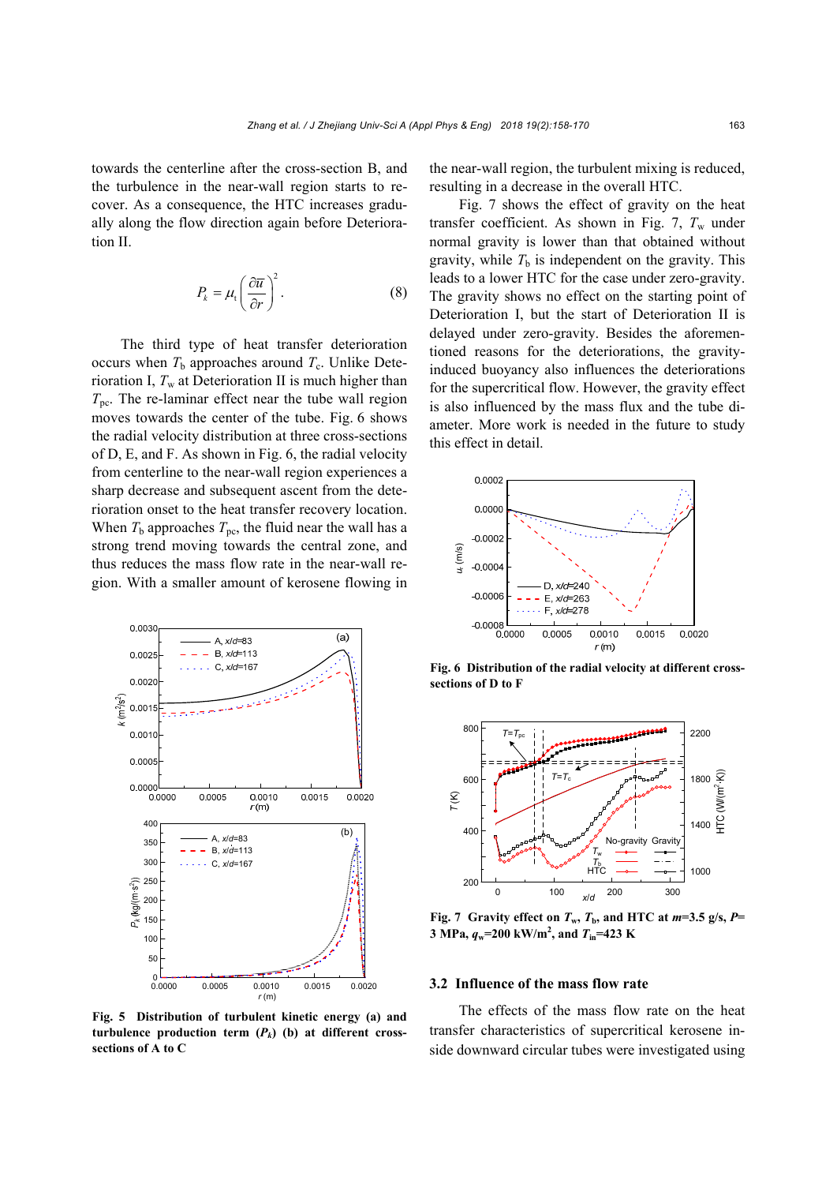towards the centerline after the cross-section B, and the turbulence in the near-wall region starts to recover. As a consequence, the HTC increases gradually along the flow direction again before Deterioration II.

$$P_k = \mu_t \left( \frac{\partial \bar{u}}{\partial r} \right)^2. \tag{8}$$

The third type of heat transfer deterioration occurs when $T_b$ approaches around $T_c$. Unlike Deterioration I, $T_w$ at Deterioration II is much higher than $T_{pc}$. The re-laminar effect near the tube wall region moves towards the center of the tube. Fig. 6 shows the radial velocity distribution at three cross-sections of D, E, and F. As shown in Fig. 6, the radial velocity from centerline to the near-wall region experiences a sharp decrease and subsequent ascent from the deterioration onset to the heat transfer recovery location. When $T_b$ approaches $T_{pc}$, the fluid near the wall has a strong trend moving towards the central zone, and thus reduces the mass flow rate in the near-wall region. With a smaller amount of kerosene flowing in the near-wall region, the turbulent mixing is reduced, resulting in a decrease in the overall HTC.

**Fig. 5 Distribution of turbulent kinetic energy (a) and turbulence production term ($P_k$) (b) at different cross-sections of A to C**

Fig. 7 shows the effect of gravity on the heat transfer coefficient. As shown in Fig. 7, $T_w$ under normal gravity is lower than that obtained without gravity, while $T_b$ is independent on the gravity. This leads to a lower HTC for the case under zero-gravity. The gravity shows no effect on the starting point of Deterioration I, but the start of Deterioration II is delayed under zero-gravity. Besides the aforementioned reasons for the deteriorations, the gravity-induced buoyancy also influences the deteriorations for the supercritical flow. However, the gravity effect is also influenced by the mass flux and the tube diameter. More work is needed in the future to study this effect in detail.

**Fig. 6 Distribution of the radial velocity at different cross-sections of D to F**

**Fig. 7 Gravity effect on $T_w$, $T_b$, and HTC at $m$=3.5 g/s, $P$=3 MPa, $q_w$=200 kW/m$^2$, and $T_{in}$=423 K**

### 3.2 Influence of the mass flow rate

The effects of the mass flow rate on the heat transfer characteristics of supercritical kerosene inside downward circular tubes were investigated using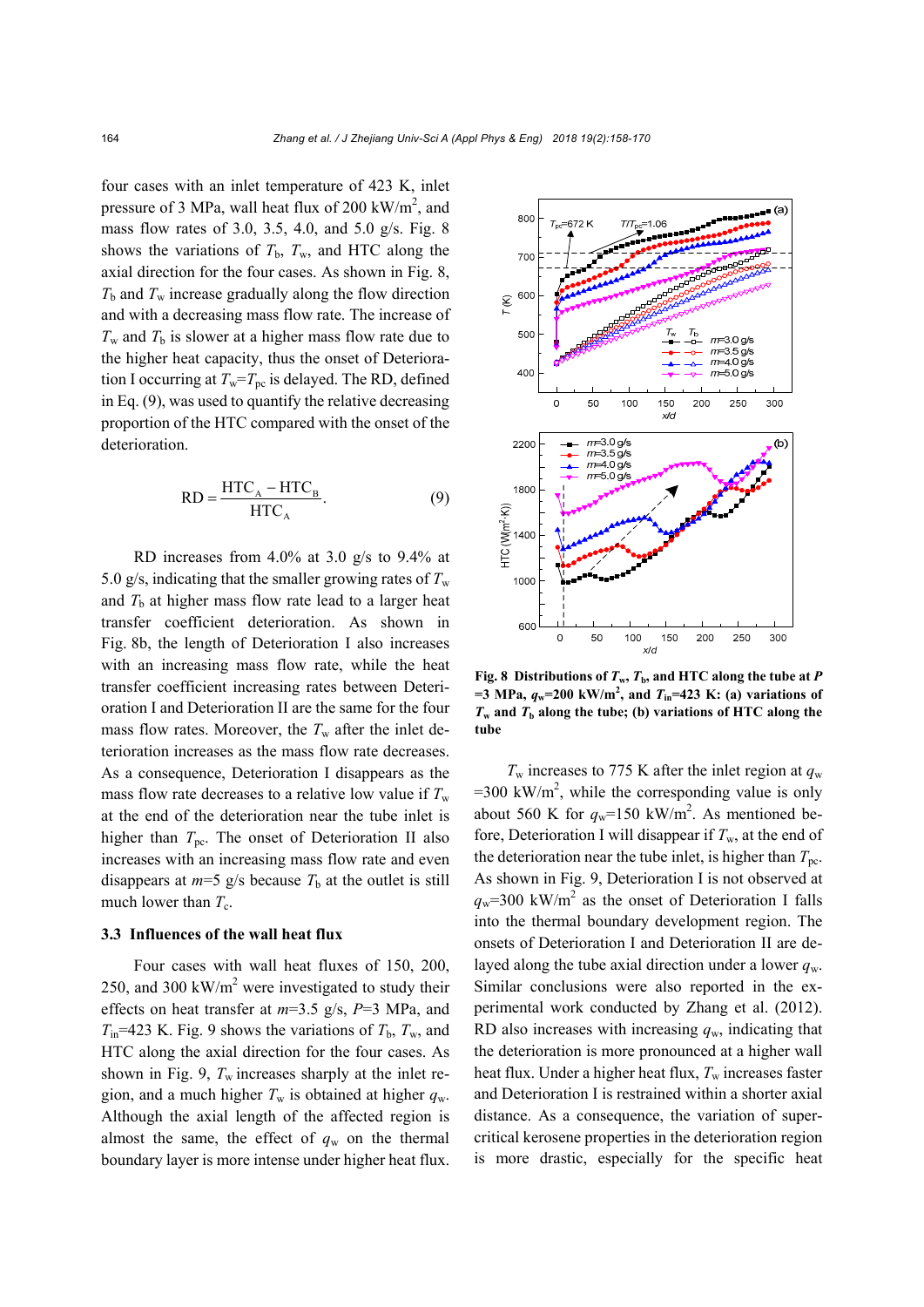four cases with an inlet temperature of 423 K, inlet pressure of 3 MPa, wall heat flux of 200 kW/m$^2$, and mass flow rates of 3.0, 3.5, 4.0, and 5.0 g/s. Fig. 8 shows the variations of $T_b$, $T_w$, and HTC along the axial direction for the four cases. As shown in Fig. 8, $T_b$ and $T_w$ increase gradually along the flow direction and with a decreasing mass flow rate. The increase of $T_w$ and $T_b$ is slower at a higher mass flow rate due to the higher heat capacity, thus the onset of Deterioration I occurring at $T_w$=$T_{pc}$ is delayed. The RD, defined in Eq. (9), was used to quantify the relative decreasing proportion of the HTC compared with the onset of the deterioration.

$$\mathrm{RD}=\frac{\mathrm{HTC_A}-\mathrm{HTC_B}}{\mathrm{HTC_A}}. \tag{9}$$

RD increases from 4.0% at 3.0 g/s to 9.4% at 5.0 g/s, indicating that the smaller growing rates of $T_w$ and $T_b$ at higher mass flow rate lead to a larger heat transfer coefficient deterioration. As shown in Fig. 8b, the length of Deterioration I also increases with an increasing mass flow rate, while the heat transfer coefficient increasing rates between Deterioration I and Deterioration II are the same for the four mass flow rates. Moreover, the $T_w$ after the inlet deterioration increases as the mass flow rate decreases. As a consequence, Deterioration I disappears as the mass flow rate decreases to a relative low value if $T_w$ at the end of the deterioration near the tube inlet is higher than $T_{pc}$. The onset of Deterioration II also increases with an increasing mass flow rate and even disappears at $m$=5 g/s because $T_b$ at the outlet is still much lower than $T_c$.

### 3.3 Influences of the wall heat flux

Four cases with wall heat fluxes of 150, 200, 250, and 300 kW/m$^2$ were investigated to study their effects on heat transfer at $m$=3.5 g/s, $P$=3 MPa, and $T_{in}$=423 K. Fig. 9 shows the variations of $T_b$, $T_w$, and HTC along the axial direction for the four cases. As shown in Fig. 9, $T_w$ increases sharply at the inlet region, and a much higher $T_w$ is obtained at higher $q_w$. Although the axial length of the affected region is almost the same, the effect of $q_w$ on the thermal boundary layer is more intense under higher heat flux.

**Fig. 8 Distributions of $T_w$, $T_b$, and HTC along the tube at $P$=3 MPa, $q_w$=200 kW/m$^2$, and $T_{in}$=423 K: (a) variations of $T_w$ and $T_b$ along the tube; (b) variations of HTC along the tube**

$T_w$ increases to 775 K after the inlet region at $q_w$=300 kW/m$^2$, while the corresponding value is only about 560 K for $q_w$=150 kW/m$^2$. As mentioned before, Deterioration I will disappear if $T_w$, at the end of the deterioration near the tube inlet, is higher than $T_{pc}$. As shown in Fig. 9, Deterioration I is not observed at $q_w$=300 kW/m$^2$ as the onset of Deterioration I falls into the thermal boundary development region. The onsets of Deterioration I and Deterioration II are delayed along the tube axial direction under a lower $q_w$. Similar conclusions were also reported in the experimental work conducted by Zhang et al. (2012). RD also increases with increasing $q_w$, indicating that the deterioration is more pronounced at a higher wall heat flux. Under a higher heat flux, $T_w$ increases faster and Deterioration I is restrained within a shorter axial distance. As a consequence, the variation of supercritical kerosene properties in the deterioration region is more drastic, especially for the specific heat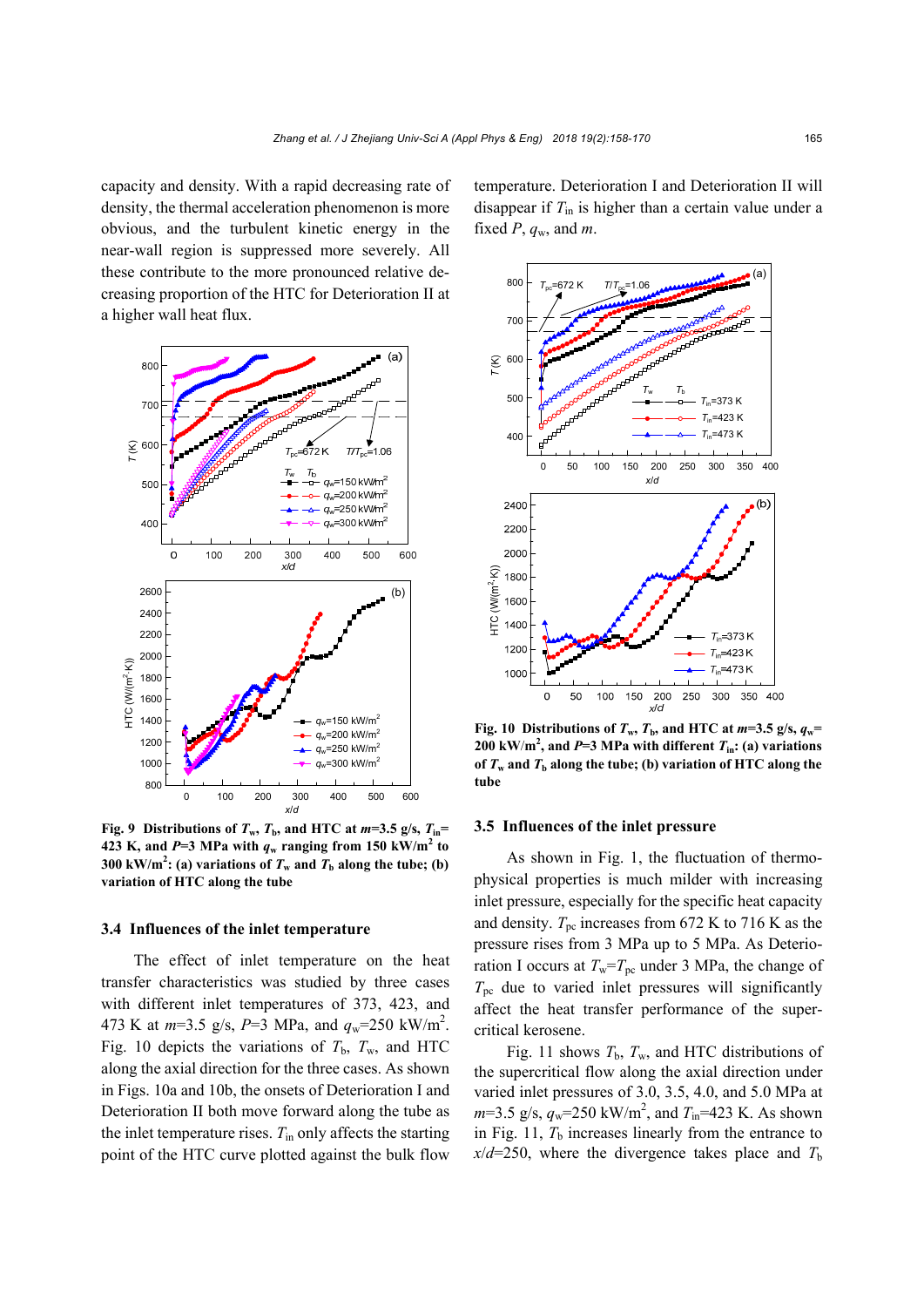capacity and density. With a rapid decreasing rate of density, the thermal acceleration phenomenon is more obvious, and the turbulent kinetic energy in the near-wall region is suppressed more severely. All these contribute to the more pronounced relative decreasing proportion of the HTC for Deterioration II at a higher wall heat flux.

**Fig. 9 Distributions of $T_w$, $T_b$, and HTC at $m$=3.5 g/s, $T_{in}$=423 K, and $P$=3 MPa with $q_w$ ranging from 150 kW/m$^2$ to 300 kW/m$^2$: (a) variations of $T_w$ and $T_b$ along the tube; (b) variation of HTC along the tube**

### 3.4 Influences of the inlet temperature

The effect of inlet temperature on the heat transfer characteristics was studied by three cases with different inlet temperatures of 373, 423, and 473 K at $m$=3.5 g/s, $P$=3 MPa, and $q_w$=250 kW/m$^2$. Fig. 10 depicts the variations of $T_b$, $T_w$, and HTC along the axial direction for the three cases. As shown in Figs. 10a and 10b, the onsets of Deterioration I and Deterioration II both move forward along the tube as the inlet temperature rises. $T_{in}$ only affects the starting point of the HTC curve plotted against the bulk flow temperature. Deterioration I and Deterioration II will disappear if $T_{in}$ is higher than a certain value under a fixed $P$, $q_w$, and $m$.

**Fig. 10 Distributions of $T_w$, $T_b$, and HTC at $m$=3.5 g/s, $q_w$=200 kW/m$^2$, and $P$=3 MPa with different $T_{in}$: (a) variations of $T_w$ and $T_b$ along the tube; (b) variation of HTC along the tube**

### 3.5 Influences of the inlet pressure

As shown in Fig. 1, the fluctuation of thermo-physical properties is much milder with increasing inlet pressure, especially for the specific heat capacity and density. $T_{pc}$ increases from 672 K to 716 K as the pressure rises from 3 MPa up to 5 MPa. As Deterioration I occurs at $T_w$=$T_{pc}$ under 3 MPa, the change of $T_{pc}$ due to varied inlet pressures will significantly affect the heat transfer performance of the supercritical kerosene.

Fig. 11 shows $T_b$, $T_w$, and HTC distributions of the supercritical flow along the axial direction under varied inlet pressures of 3.0, 3.5, 4.0, and 5.0 MPa at $m$=3.5 g/s, $q_w$=250 kW/m$^2$, and $T_{in}$=423 K. As shown in Fig. 11, $T_b$ increases linearly from the entrance to $x/d$=250, where the divergence takes place and $T_b$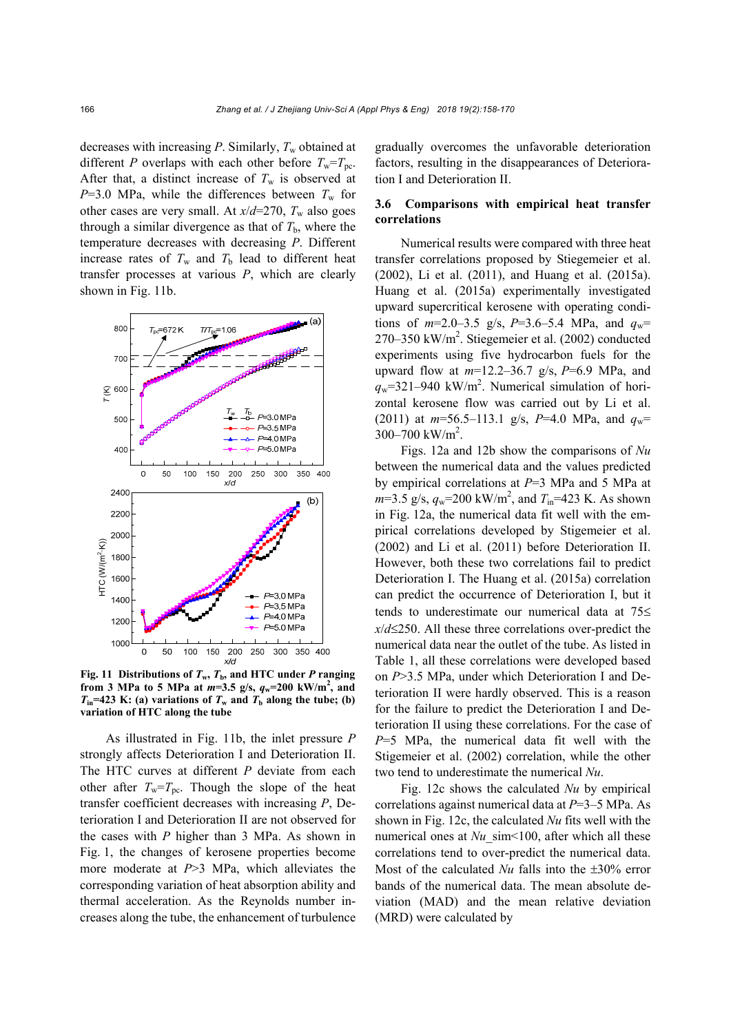decreases with increasing $P$. Similarly, $T_w$ obtained at different $P$ overlaps with each other before $T_w=T_{pc}$. After that, a distinct increase of $T_w$ is observed at $P$=3.0 MPa, while the differences between $T_w$ for other cases are very small. At $x/d$=270, $T_w$ also goes through a similar divergence as that of $T_b$, where the temperature decreases with decreasing $P$. Different increase rates of $T_w$ and $T_b$ lead to different heat transfer processes at various $P$, which are clearly shown in Fig. 11b.

**Fig. 11 Distributions of $T_w$, $T_b$, and HTC under $P$ ranging from 3 MPa to 5 MPa at $m$=3.5 g/s, $q_w$=200 kW/m$^2$, and $T_{in}$=423 K: (a) variations of $T_w$ and $T_b$ along the tube; (b) variation of HTC along the tube**

As illustrated in Fig. 11b, the inlet pressure $P$ strongly affects Deterioration I and Deterioration II. The HTC curves at different $P$ deviate from each other after $T_w=T_{pc}$. Though the slope of the heat transfer coefficient decreases with increasing $P$, Deterioration I and Deterioration II are not observed for the cases with $P$ higher than 3 MPa. As shown in Fig. 1, the changes of kerosene properties become more moderate at $P$>3 MPa, which alleviates the corresponding variation of heat absorption ability and thermal acceleration. As the Reynolds number increases along the tube, the enhancement of turbulence gradually overcomes the unfavorable deterioration factors, resulting in the disappearances of Deterioration I and Deterioration II.

### 3.6 Comparisons with empirical heat transfer correlations

Numerical results were compared with three heat transfer correlations proposed by Stiegemeier et al. (2002), Li et al. (2011), and Huang et al. (2015a). Huang et al. (2015a) experimentally investigated upward supercritical kerosene with operating conditions of $m$=2.0–3.5 g/s, $P$=3.6–5.4 MPa, and $q_w$=270–350 kW/m$^2$. Stiegemeier et al. (2002) conducted experiments using five hydrocarbon fuels for the upward flow at $m$=12.2–36.7 g/s, $P$=6.9 MPa, and $q_w$=321–940 kW/m$^2$. Numerical simulation of horizontal kerosene flow was carried out by Li et al. (2011) at $m$=56.5–113.1 g/s, $P$=4.0 MPa, and $q_w$=300–700 kW/m$^2$.

Figs. 12a and 12b show the comparisons of $Nu$ between the numerical data and the values predicted by empirical correlations at $P$=3 MPa and 5 MPa at $m$=3.5 g/s, $q_w$=200 kW/m$^2$, and $T_{in}$=423 K. As shown in Fig. 12a, the numerical data fit well with the empirical correlations developed by Stigemeier et al. (2002) and Li et al. (2011) before Deterioration II. However, both these two correlations fail to predict Deterioration I. The Huang et al. (2015a) correlation can predict the occurrence of Deterioration I, but it tends to underestimate our numerical data at 75≤ $x/d$≤250. All these three correlations over-predict the numerical data near the outlet of the tube. As listed in Table 1, all these correlations were developed based on $P$>3.5 MPa, under which Deterioration I and Deterioration II were hardly observed. This is a reason for the failure to predict the Deterioration I and Deterioration II using these correlations. For the case of $P$=5 MPa, the numerical data fit well with the Stiegemeier et al. (2002) correlation, while the other two tend to underestimate the numerical $Nu$.

Fig. 12c shows the calculated $Nu$ by empirical correlations against numerical data at $P$=3–5 MPa. As shown in Fig. 12c, the calculated $Nu$ fits well with the numerical ones at $Nu$_sim<100, after which all these correlations tend to over-predict the numerical data. Most of the calculated $Nu$ falls into the ±30% error bands of the numerical data. The mean absolute deviation (MAD) and the mean relative deviation (MRD) were calculated by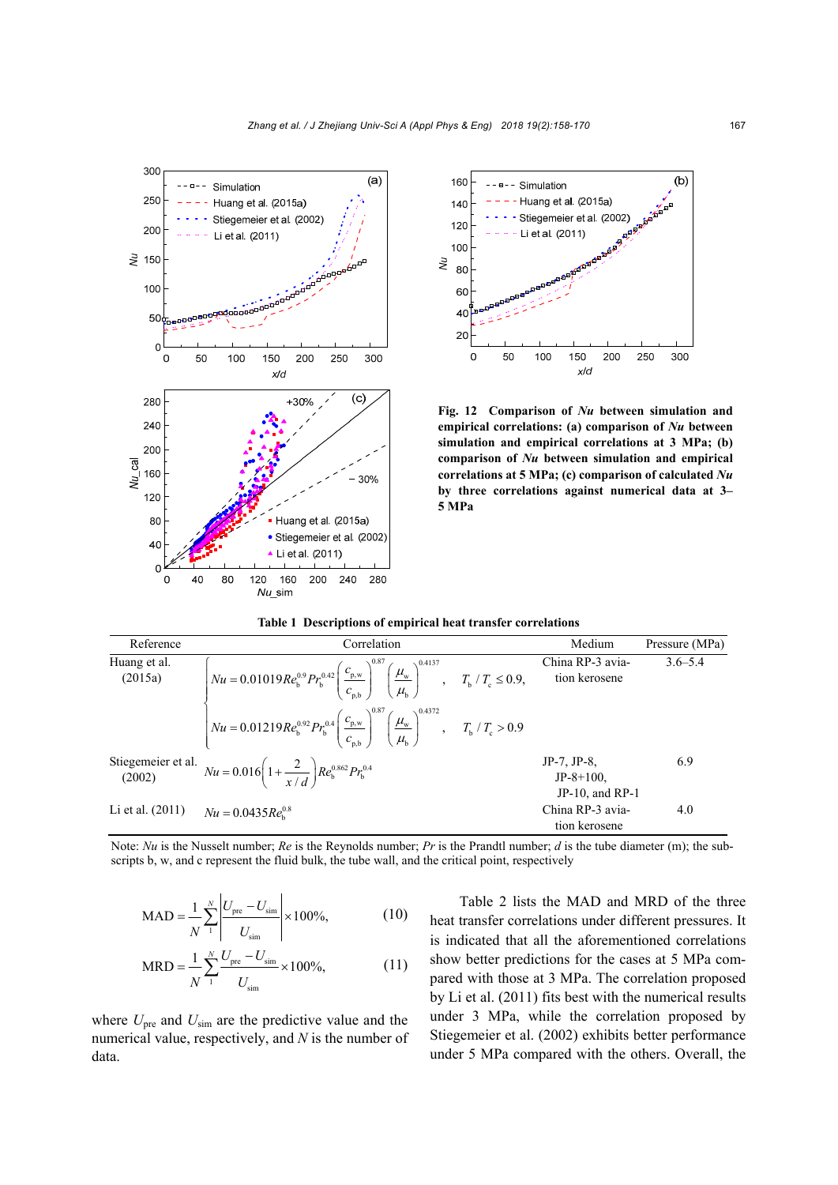Fig. 12  Comparison of *Nu* between simulation and empirical correlations: (a) comparison of *Nu* between simulation and empirical correlations at 3 MPa; (b) comparison of *Nu* between simulation and empirical correlations at 5 MPa; (c) comparison of calculated *Nu* by three correlations against numerical data at 3–5 MPa

Table 1  Descriptions of empirical heat transfer correlations

| Reference | Correlation | Medium | Pressure (MPa) |
|---|---|---|---|
| Huang et al. (2015a) | $Nu=0.01019Re_b^{0.9}Pr_b^{0.42}\left(\frac{c_{p,w}}{c_{p,b}}\right)^{0.87}\left(\frac{\mu_w}{\mu_b}\right)^{0.4137},\quad T_b/T_c\le 0.9,$ <br> $Nu=0.01219Re_b^{0.92}Pr_b^{0.4}\left(\frac{c_{p,w}}{c_{p,b}}\right)^{0.87}\left(\frac{\mu_w}{\mu_b}\right)^{0.4372},\quad T_b/T_c>0.9$ | China RP-3 aviation kerosene | 3.6–5.4 |
| Stiegemeier et al. (2002) | $Nu=0.016\left(1+\frac{2}{x/d}\right)Re_b^{0.862}Pr_b^{0.4}$ | JP-7, JP-8, JP-8+100, JP-10, and RP-1 | 6.9 |
| Li et al. (2011) | $Nu=0.0435Re_b^{0.8}$ | China RP-3 aviation kerosene | 4.0 |

Note: *Nu* is the Nusselt number; *Re* is the Reynolds number; *Pr* is the Prandtl number; *d* is the tube diameter (m); the subscripts b, w, and c represent the fluid bulk, the tube wall, and the critical point, respectively

$$\mathrm{MAD}=\frac{1}{N}\sum_{1}^{N}\left|\frac{U_{\mathrm{pre}}-U_{\mathrm{sim}}}{U_{\mathrm{sim}}}\right|\times 100\%, \tag{10}$$

$$\mathrm{MRD}=\frac{1}{N}\sum_{1}^{N}\frac{U_{\mathrm{pre}}-U_{\mathrm{sim}}}{U_{\mathrm{sim}}}\times 100\%, \tag{11}$$

where $U_{\mathrm{pre}}$ and $U_{\mathrm{sim}}$ are the predictive value and the numerical value, respectively, and $N$ is the number of data.

Table 2 lists the MAD and MRD of the three heat transfer correlations under different pressures. It is indicated that all the aforementioned correlations show better predictions for the cases at 5 MPa compared with those at 3 MPa. The correlation proposed by Li et al. (2011) fits best with the numerical results under 3 MPa, while the correlation proposed by Stiegemeier et al. (2002) exhibits better performance under 5 MPa compared with the others. Overall, the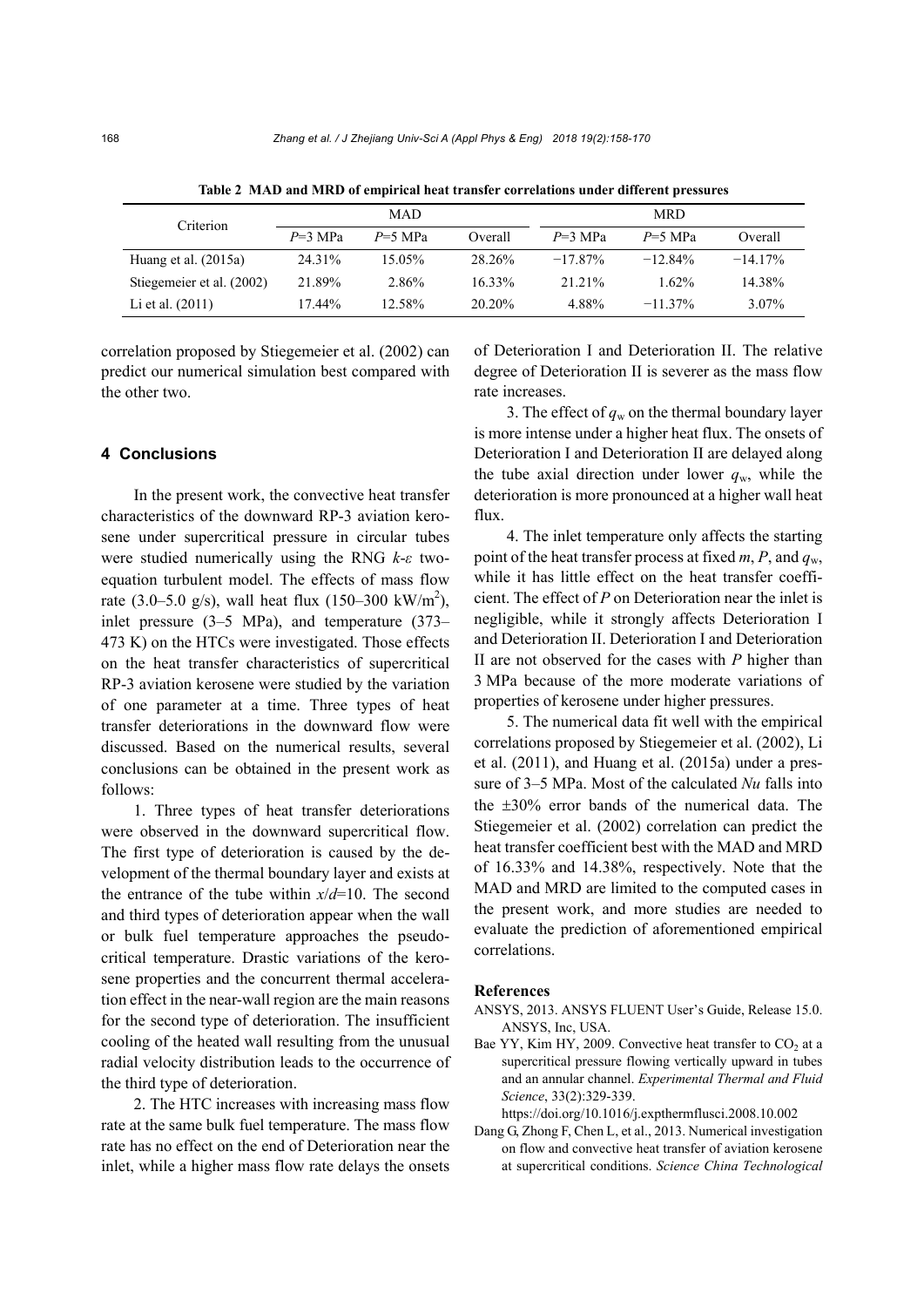Table 2 MAD and MRD of empirical heat transfer correlations under different pressures

| Criterion | MAD | | | MRD | | |
|---|---|---|---|---|---|---|
| | $P$=3 MPa | $P$=5 MPa | Overall | $P$=3 MPa | $P$=5 MPa | Overall |
| Huang et al. (2015a) | 24.31% | 15.05% | 28.26% | −17.87% | −12.84% | −14.17% |
| Stiegemeier et al. (2002) | 21.89% | 2.86% | 16.33% | 21.21% | 1.62% | 14.38% |
| Li et al. (2011) | 17.44% | 12.58% | 20.20% | 4.88% | −11.37% | 3.07% |

correlation proposed by Stiegemeier et al. (2002) can predict our numerical simulation best compared with the other two.

## 4 Conclusions

In the present work, the convective heat transfer characteristics of the downward RP-3 aviation kerosene under supercritical pressure in circular tubes were studied numerically using the RNG $k$-$\varepsilon$ two-equation turbulent model. The effects of mass flow rate (3.0–5.0 g/s), wall heat flux (150–300 kW/m$^2$), inlet pressure (3–5 MPa), and temperature (373–473 K) on the HTCs were investigated. Those effects on the heat transfer characteristics of supercritical RP-3 aviation kerosene were studied by the variation of one parameter at a time. Three types of heat transfer deteriorations in the downward flow were discussed. Based on the numerical results, several conclusions can be obtained in the present work as follows:

1. Three types of heat transfer deteriorations were observed in the downward supercritical flow. The first type of deterioration is caused by the development of the thermal boundary layer and exists at the entrance of the tube within $x/d$=10. The second and third types of deterioration appear when the wall or bulk fuel temperature approaches the pseudo-critical temperature. Drastic variations of the kerosene properties and the concurrent thermal acceleration effect in the near-wall region are the main reasons for the second type of deterioration. The insufficient cooling of the heated wall resulting from the unusual radial velocity distribution leads to the occurrence of the third type of deterioration.

2. The HTC increases with increasing mass flow rate at the same bulk fuel temperature. The mass flow rate has no effect on the end of Deterioration near the inlet, while a higher mass flow rate delays the onsets of Deterioration I and Deterioration II. The relative degree of Deterioration II is severer as the mass flow rate increases.

3. The effect of $q_w$ on the thermal boundary layer is more intense under a higher heat flux. The onsets of Deterioration I and Deterioration II are delayed along the tube axial direction under lower $q_w$, while the deterioration is more pronounced at a higher wall heat flux.

4. The inlet temperature only affects the starting point of the heat transfer process at fixed $m$, $P$, and $q_w$, while it has little effect on the heat transfer coefficient. The effect of $P$ on Deterioration near the inlet is negligible, while it strongly affects Deterioration I and Deterioration II. Deterioration I and Deterioration II are not observed for the cases with $P$ higher than 3 MPa because of the more moderate variations of properties of kerosene under higher pressures.

5. The numerical data fit well with the empirical correlations proposed by Stiegemeier et al. (2002), Li et al. (2011), and Huang et al. (2015a) under a pressure of 3–5 MPa. Most of the calculated $Nu$ falls into the ±30% error bands of the numerical data. The Stiegemeier et al. (2002) correlation can predict the heat transfer coefficient best with the MAD and MRD of 16.33% and 14.38%, respectively. Note that the MAD and MRD are limited to the computed cases in the present work, and more studies are needed to evaluate the prediction of aforementioned empirical correlations.

## References

ANSYS, 2013. ANSYS FLUENT User's Guide, Release 15.0. ANSYS, Inc, USA.

Bae YY, Kim HY, 2009. Convective heat transfer to $CO_2$ at a supercritical pressure flowing vertically upward in tubes and an annular channel. *Experimental Thermal and Fluid Science*, 33(2):329-339. https://doi.org/10.1016/j.expthermflusci.2008.10.002

Dang G, Zhong F, Chen L, et al., 2013. Numerical investigation on flow and convective heat transfer of aviation kerosene at supercritical conditions. *Science China Technological*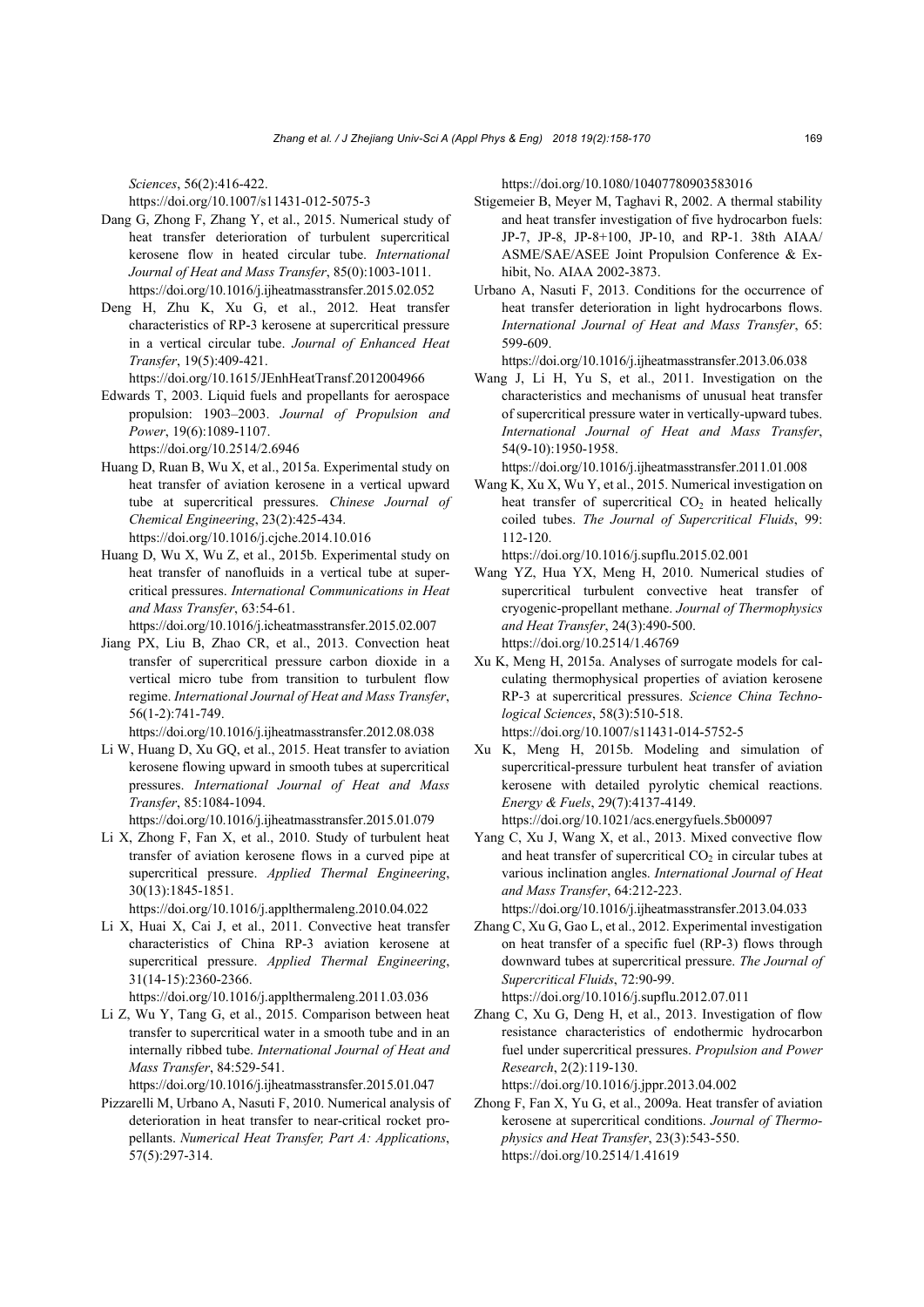*Sciences*, 56(2):416-422.
https://doi.org/10.1007/s11431-012-5075-3

Dang G, Zhong F, Zhang Y, et al., 2015. Numerical study of heat transfer deterioration of turbulent supercritical kerosene flow in heated circular tube. *International Journal of Heat and Mass Transfer*, 85(0):1003-1011.
https://doi.org/10.1016/j.ijheatmasstransfer.2015.02.052

Deng H, Zhu K, Xu G, et al., 2012. Heat transfer characteristics of RP-3 kerosene at supercritical pressure in a vertical circular tube. *Journal of Enhanced Heat Transfer*, 19(5):409-421.
https://doi.org/10.1615/JEnhHeatTransf.2012004966

Edwards T, 2003. Liquid fuels and propellants for aerospace propulsion: 1903–2003. *Journal of Propulsion and Power*, 19(6):1089-1107.
https://doi.org/10.2514/2.6946

Huang D, Ruan B, Wu X, et al., 2015a. Experimental study on heat transfer of aviation kerosene in a vertical upward tube at supercritical pressures. *Chinese Journal of Chemical Engineering*, 23(2):425-434.
https://doi.org/10.1016/j.cjche.2014.10.016

Huang D, Wu X, Wu Z, et al., 2015b. Experimental study on heat transfer of nanofluids in a vertical tube at supercritical pressures. *International Communications in Heat and Mass Transfer*, 63:54-61.
https://doi.org/10.1016/j.icheatmasstransfer.2015.02.007

Jiang PX, Liu B, Zhao CR, et al., 2013. Convection heat transfer of supercritical pressure carbon dioxide in a vertical micro tube from transition to turbulent flow regime. *International Journal of Heat and Mass Transfer*, 56(1-2):741-749.
https://doi.org/10.1016/j.ijheatmasstransfer.2012.08.038

Li W, Huang D, Xu GQ, et al., 2015. Heat transfer to aviation kerosene flowing upward in smooth tubes at supercritical pressures. *International Journal of Heat and Mass Transfer*, 85:1084-1094.
https://doi.org/10.1016/j.ijheatmasstransfer.2015.01.079

Li X, Zhong F, Fan X, et al., 2010. Study of turbulent heat transfer of aviation kerosene flows in a curved pipe at supercritical pressure. *Applied Thermal Engineering*, 30(13):1845-1851.
https://doi.org/10.1016/j.applthermaleng.2010.04.022

Li X, Huai X, Cai J, et al., 2011. Convective heat transfer characteristics of China RP-3 aviation kerosene at supercritical pressure. *Applied Thermal Engineering*, 31(14-15):2360-2366.
https://doi.org/10.1016/j.applthermaleng.2011.03.036

Li Z, Wu Y, Tang G, et al., 2015. Comparison between heat transfer to supercritical water in a smooth tube and in an internally ribbed tube. *International Journal of Heat and Mass Transfer*, 84:529-541.
https://doi.org/10.1016/j.ijheatmasstransfer.2015.01.047

Pizzarelli M, Urbano A, Nasuti F, 2010. Numerical analysis of deterioration in heat transfer to near-critical rocket propellants. *Numerical Heat Transfer, Part A: Applications*, 57(5):297-314.
https://doi.org/10.1080/10407780903583016

Stigemeier B, Meyer M, Taghavi R, 2002. A thermal stability and heat transfer investigation of five hydrocarbon fuels: JP-7, JP-8, JP-8+100, JP-10, and RP-1. 38th AIAA/ASME/SAE/ASEE Joint Propulsion Conference & Exhibit, No. AIAA 2002-3873.

Urbano A, Nasuti F, 2013. Conditions for the occurrence of heat transfer deterioration in light hydrocarbons flows. *International Journal of Heat and Mass Transfer*, 65: 599-609.
https://doi.org/10.1016/j.ijheatmasstransfer.2013.06.038

Wang J, Li H, Yu S, et al., 2011. Investigation on the characteristics and mechanisms of unusual heat transfer of supercritical pressure water in vertically-upward tubes. *International Journal of Heat and Mass Transfer*, 54(9-10):1950-1958.
https://doi.org/10.1016/j.ijheatmasstransfer.2011.01.008

Wang K, Xu X, Wu Y, et al., 2015. Numerical investigation on heat transfer of supercritical $CO_2$ in heated helically coiled tubes. *The Journal of Supercritical Fluids*, 99: 112-120.
https://doi.org/10.1016/j.supflu.2015.02.001

Wang YZ, Hua YX, Meng H, 2010. Numerical studies of supercritical turbulent convective heat transfer of cryogenic-propellant methane. *Journal of Thermophysics and Heat Transfer*, 24(3):490-500.
https://doi.org/10.2514/1.46769

Xu K, Meng H, 2015a. Analyses of surrogate models for calculating thermophysical properties of aviation kerosene RP-3 at supercritical pressures. *Science China Technological Sciences*, 58(3):510-518.
https://doi.org/10.1007/s11431-014-5752-5

Xu K, Meng H, 2015b. Modeling and simulation of supercritical-pressure turbulent heat transfer of aviation kerosene with detailed pyrolytic chemical reactions. *Energy & Fuels*, 29(7):4137-4149.
https://doi.org/10.1021/acs.energyfuels.5b00097

Yang C, Xu J, Wang X, et al., 2013. Mixed convective flow and heat transfer of supercritical $CO_2$ in circular tubes at various inclination angles. *International Journal of Heat and Mass Transfer*, 64:212-223.
https://doi.org/10.1016/j.ijheatmasstransfer.2013.04.033

Zhang C, Xu G, Gao L, et al., 2012. Experimental investigation on heat transfer of a specific fuel (RP-3) flows through downward tubes at supercritical pressure. *The Journal of Supercritical Fluids*, 72:90-99.
https://doi.org/10.1016/j.supflu.2012.07.011

Zhang C, Xu G, Deng H, et al., 2013. Investigation of flow resistance characteristics of endothermic hydrocarbon fuel under supercritical pressures. *Propulsion and Power Research*, 2(2):119-130.
https://doi.org/10.1016/j.jppr.2013.04.002

Zhong F, Fan X, Yu G, et al., 2009a. Heat transfer of aviation kerosene at supercritical conditions. *Journal of Thermophysics and Heat Transfer*, 23(3):543-550.
https://doi.org/10.2514/1.41619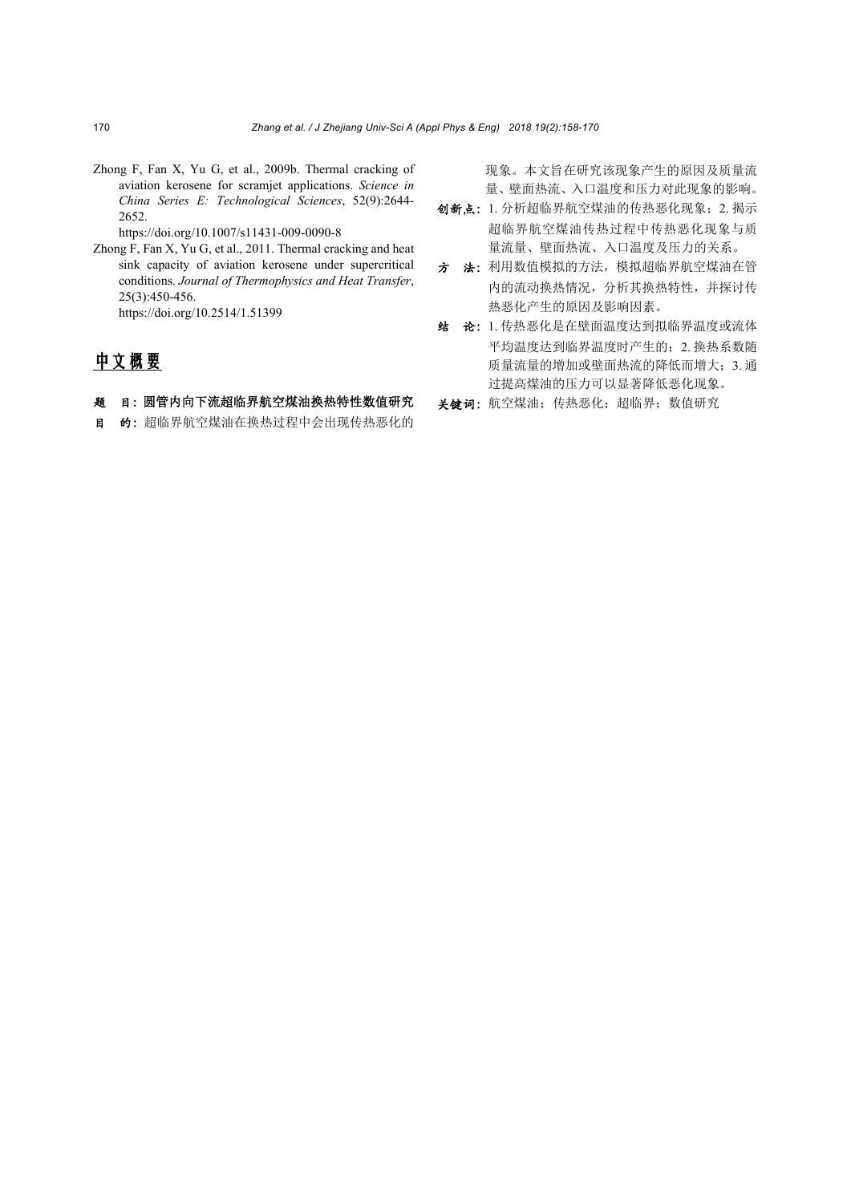Zhong F, Fan X, Yu G, et al., 2009b. Thermal cracking of aviation kerosene for scramjet applications. *Science in China Series E: Technological Sciences*, 52(9):2644-2652.
https://doi.org/10.1007/s11431-009-0090-8

Zhong F, Fan X, Yu G, et al., 2011. Thermal cracking and heat sink capacity of aviation kerosene under supercritical conditions. *Journal of Thermophysics and Heat Transfer*, 25(3):450-456.
https://doi.org/10.2514/1.51399

## 中文概要

**题　目：圆管内向下流超临界航空煤油换热特性数值研究**

**目　的：**超临界航空煤油在换热过程中会出现传热恶化的现象。本文旨在研究该现象产生的原因及质量流量、壁面热流、入口温度和压力对此现象的影响。

**创新点：**1. 分析超临界航空煤油的传热恶化现象；2. 揭示超临界航空煤油传热过程中传热恶化现象与质量流量、壁面热流、入口温度及压力的关系。

**方　法：**利用数值模拟的方法，模拟超临界航空煤油在管内的流动换热情况，分析其换热特性，并探讨传热恶化产生的原因及影响因素。

**结　论：**1. 传热恶化是在壁面温度达到拟临界温度或流体平均温度达到临界温度时产生的；2. 换热系数随质量流量的增加或壁面热流的降低而增大；3. 通过提高煤油的压力可以显著降低恶化现象。

**关键词：**航空煤油；传热恶化；超临界；数值研究